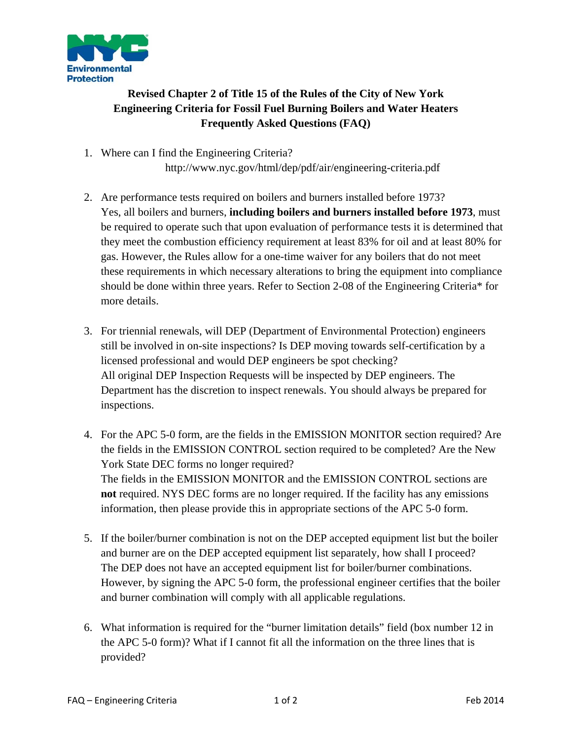# Revised Chapter 2 of Title 15 of the Rules of the City of New York
# Engineering Criteria for Fossil Fuel Burning Boilers and Water Heaters
# Frequently Asked Questions (FAQ)

1. Where can I find the Engineering Criteria?
   http://www.nyc.gov/html/dep/pdf/air/engineering-criteria.pdf

2. Are performance tests required on boilers and burners installed before 1973?
   Yes, all boilers and burners, **including boilers and burners installed before 1973**, must be required to operate such that upon evaluation of performance tests it is determined that they meet the combustion efficiency requirement at least 83% for oil and at least 80% for gas. However, the Rules allow for a one-time waiver for any boilers that do not meet these requirements in which necessary alterations to bring the equipment into compliance should be done within three years. Refer to Section 2-08 of the Engineering Criteria* for more details.

3. For triennial renewals, will DEP (Department of Environmental Protection) engineers still be involved in on-site inspections? Is DEP moving towards self-certification by a licensed professional and would DEP engineers be spot checking?
   All original DEP Inspection Requests will be inspected by DEP engineers. The Department has the discretion to inspect renewals. You should always be prepared for inspections.

4. For the APC 5-0 form, are the fields in the EMISSION MONITOR section required? Are the fields in the EMISSION CONTROL section required to be completed? Are the New York State DEC forms no longer required?
   The fields in the EMISSION MONITOR and the EMISSION CONTROL sections are **not** required. NYS DEC forms are no longer required. If the facility has any emissions information, then please provide this in appropriate sections of the APC 5-0 form.

5. If the boiler/burner combination is not on the DEP accepted equipment list but the boiler and burner are on the DEP accepted equipment list separately, how shall I proceed?
   The DEP does not have an accepted equipment list for boiler/burner combinations. However, by signing the APC 5-0 form, the professional engineer certifies that the boiler and burner combination will comply with all applicable regulations.

6. What information is required for the "burner limitation details" field (box number 12 in the APC 5-0 form)? What if I cannot fit all the information on the three lines that is provided?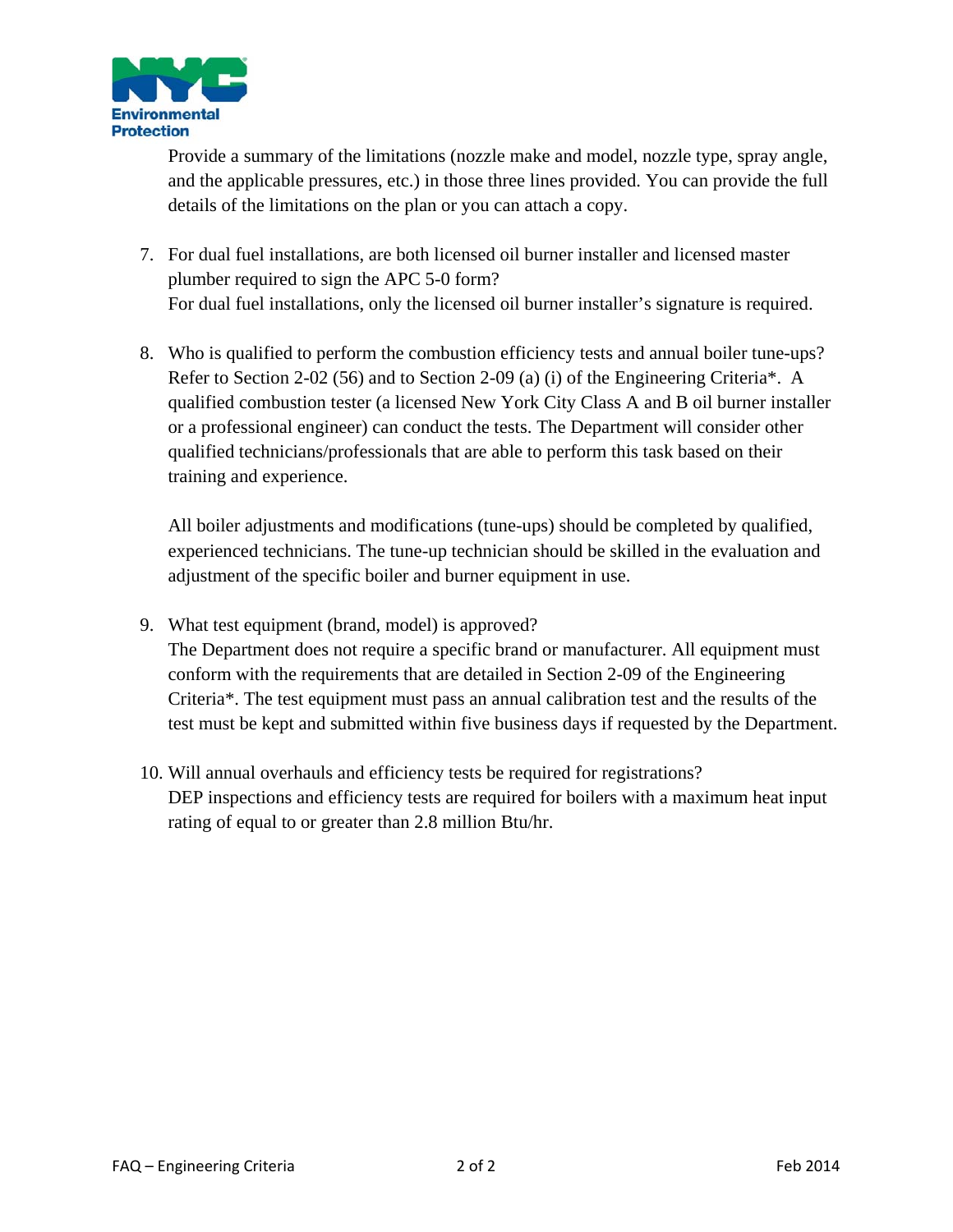Provide a summary of the limitations (nozzle make and model, nozzle type, spray angle, and the applicable pressures, etc.) in those three lines provided. You can provide the full details of the limitations on the plan or you can attach a copy.

7. For dual fuel installations, are both licensed oil burner installer and licensed master plumber required to sign the APC 5-0 form?
   For dual fuel installations, only the licensed oil burner installer's signature is required.

8. Who is qualified to perform the combustion efficiency tests and annual boiler tune-ups?
   Refer to Section 2-02 (56) and to Section 2-09 (a) (i) of the Engineering Criteria*. A qualified combustion tester (a licensed New York City Class A and B oil burner installer or a professional engineer) can conduct the tests. The Department will consider other qualified technicians/professionals that are able to perform this task based on their training and experience.

   All boiler adjustments and modifications (tune-ups) should be completed by qualified, experienced technicians. The tune-up technician should be skilled in the evaluation and adjustment of the specific boiler and burner equipment in use.

9. What test equipment (brand, model) is approved?
   The Department does not require a specific brand or manufacturer. All equipment must conform with the requirements that are detailed in Section 2-09 of the Engineering Criteria*. The test equipment must pass an annual calibration test and the results of the test must be kept and submitted within five business days if requested by the Department.

10. Will annual overhauls and efficiency tests be required for registrations?
    DEP inspections and efficiency tests are required for boilers with a maximum heat input rating of equal to or greater than 2.8 million Btu/hr.